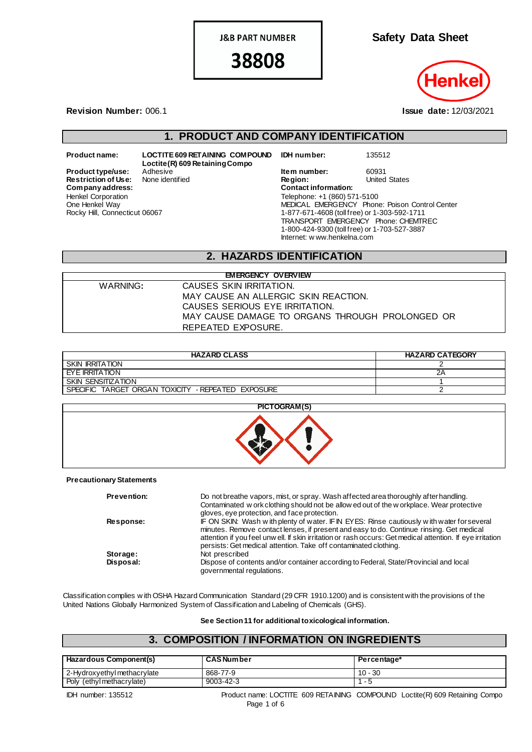**J&B PART NUMBER**

**38808**

# Safety Data Sheet

Henkel

**Revision Number:** 006.1

**Issue date:** 12/03/2021

## 1. PRODUCT AND COMPANY IDENTIFICATION

**Product name:** **LOCTITE 609 RETAINING COMPOUND Loctite(R) 609 Retaining Compo**

**Product type/use:** Adhesive

**Restriction of Use:** None identified

**Company address:**
Henkel Corporation
One Henkel Way
Rocky Hill, Connecticut 06067

**IDH number:** 135512

**Item number:** 60931

**Region:** United States

**Contact information:**
Telephone: +1 (860) 571-5100
MEDICAL EMERGENCY Phone: Poison Control Center
1-877-671-4608 (toll free) or 1-303-592-1711
TRANSPORT EMERGENCY Phone: CHEMTREC
1-800-424-9300 (toll free) or 1-703-527-3887
Internet: www.henkelna.com

## 2. HAZARDS IDENTIFICATION

**EMERGENCY OVERVIEW**

WARNING: CAUSES SKIN IRRITATION.
MAY CAUSE AN ALLERGIC SKIN REACTION.
CAUSES SERIOUS EYE IRRITATION.
MAY CAUSE DAMAGE TO ORGANS THROUGH PROLONGED OR REPEATED EXPOSURE.

| HAZARD CLASS | HAZARD CATEGORY |
|---|---|
| SKIN IRRITATION | 2 |
| EYE IRRITATION | 2A |
| SKIN SENSITIZATION | 1 |
| SPECIFIC TARGET ORGAN TOXICITY - REPEATED EXPOSURE | 2 |

**PICTOGRAM(S)**

**Precautionary Statements**

**Prevention:** Do not breathe vapors, mist, or spray. Wash affected area thoroughly after handling. Contaminated work clothing should not be allowed out of the workplace. Wear protective gloves, eye protection, and face protection.

**Response:** IF ON SKIN: Wash with plenty of water. IF IN EYES: Rinse cautiously with water for several minutes. Remove contact lenses, if present and easy to do. Continue rinsing. Get medical attention if you feel unwell. If skin irritation or rash occurs: Get medical attention. If eye irritation persists: Get medical attention. Take off contaminated clothing.

**Storage:** Not prescribed

**Disposal:** Dispose of contents and/or container according to Federal, State/Provincial and local governmental regulations.

Classification complies with OSHA Hazard Communication Standard (29 CFR 1910.1200) and is consistent with the provisions of the United Nations Globally Harmonized System of Classification and Labeling of Chemicals (GHS).

**See Section 11 for additional toxicological information.**

## 3. COMPOSITION / INFORMATION ON INGREDIENTS

| Hazardous Component(s) | CAS Number | Percentage* |
|---|---|---|
| 2-Hydroxyethyl methacrylate | 868-77-9 | 10 - 30 |
| Poly (ethyl methacrylate) | 9003-42-3 | 1 - 5 |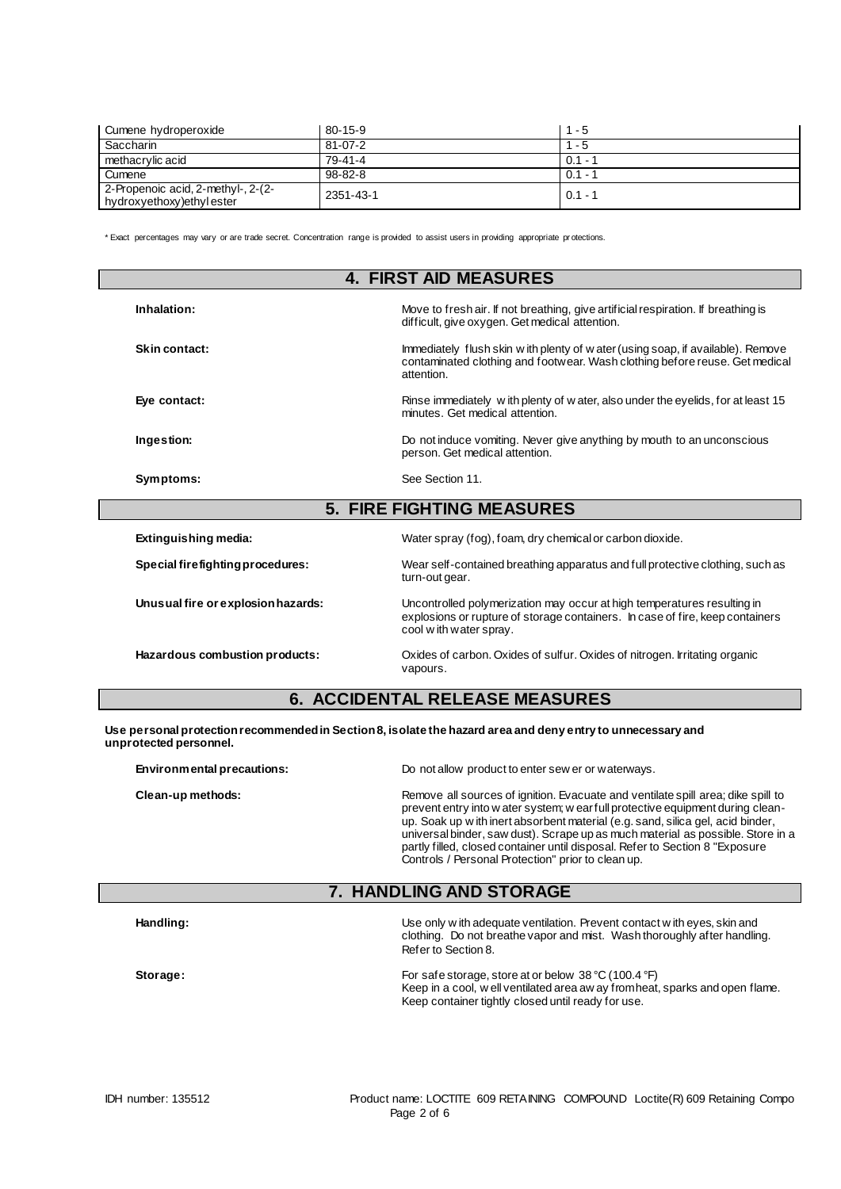| Cumene hydroperoxide | 80-15-9 | 1 - 5 |
|---|---|---|
| Saccharin | 81-07-2 | 1 - 5 |
| methacrylic acid | 79-41-4 | 0.1 - 1 |
| Cumene | 98-82-8 | 0.1 - 1 |
| 2-Propenoic acid, 2-methyl-, 2-(2-hydroxyethoxy)ethyl ester | 2351-43-1 | 0.1 - 1 |

* Exact percentages may vary or are trade secret. Concentration range is provided to assist users in providing appropriate protections.

## 4. FIRST AID MEASURES

**Inhalation:** Move to fresh air. If not breathing, give artificial respiration. If breathing is difficult, give oxygen. Get medical attention.

**Skin contact:** Immediately flush skin with plenty of water (using soap, if available). Remove contaminated clothing and footwear. Wash clothing before reuse. Get medical attention.

**Eye contact:** Rinse immediately with plenty of water, also under the eyelids, for at least 15 minutes. Get medical attention.

**Ingestion:** Do not induce vomiting. Never give anything by mouth to an unconscious person. Get medical attention.

**Symptoms:** See Section 11.

## 5. FIRE FIGHTING MEASURES

**Extinguishing media:** Water spray (fog), foam, dry chemical or carbon dioxide.

**Special firefighting procedures:** Wear self-contained breathing apparatus and full protective clothing, such as turn-out gear.

**Unusual fire or explosion hazards:** Uncontrolled polymerization may occur at high temperatures resulting in explosions or rupture of storage containers. In case of fire, keep containers cool with water spray.

**Hazardous combustion products:** Oxides of carbon. Oxides of sulfur. Oxides of nitrogen. Irritating organic vapours.

## 6. ACCIDENTAL RELEASE MEASURES

**Use personal protection recommended in Section 8, isolate the hazard area and deny entry to unnecessary and unprotected personnel.**

**Environmental precautions:** Do not allow product to enter sewer or waterways.

**Clean-up methods:** Remove all sources of ignition. Evacuate and ventilate spill area; dike spill to prevent entry into water system; wear full protective equipment during clean-up. Soak up with inert absorbent material (e.g. sand, silica gel, acid binder, universal binder, saw dust). Scrape up as much material as possible. Store in a partly filled, closed container until disposal. Refer to Section 8 "Exposure Controls / Personal Protection" prior to clean up.

## 7. HANDLING AND STORAGE

**Handling:** Use only with adequate ventilation. Prevent contact with eyes, skin and clothing. Do not breathe vapor and mist. Wash thoroughly after handling. Refer to Section 8.

**Storage:** For safe storage, store at or below 38 °C (100.4 °F)
Keep in a cool, well ventilated area away from heat, sparks and open flame. Keep container tightly closed until ready for use.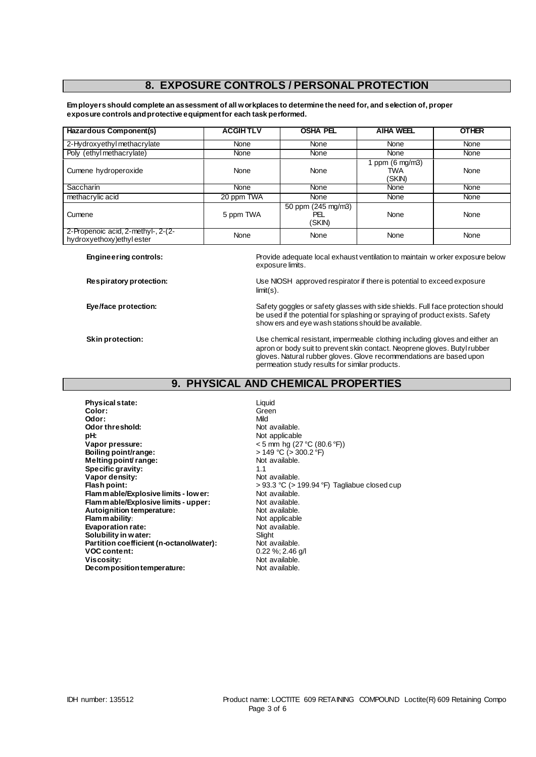## 8. EXPOSURE CONTROLS / PERSONAL PROTECTION

**Employers should complete an assessment of all workplaces to determine the need for, and selection of, proper exposure controls and protective equipment for each task performed.**

| Hazardous Component(s) | ACGIH TLV | OSHA PEL | AIHA WEEL | OTHER |
|---|---|---|---|---|
| 2-Hydroxyethyl methacrylate | None | None | None | None |
| Poly (ethyl methacrylate) | None | None | None | None |
| Cumene hydroperoxide | None | None | 1 ppm (6 mg/m3) TWA (SKIN) | None |
| Saccharin | None | None | None | None |
| methacrylic acid | 20 ppm TWA | None | None | None |
| Cumene | 5 ppm TWA | 50 ppm (245 mg/m3) PEL (SKIN) | None | None |
| 2-Propenoic acid, 2-methyl-, 2-(2-hydroxyethoxy)ethyl ester | None | None | None | None |

**Engineering controls:** Provide adequate local exhaust ventilation to maintain worker exposure below exposure limits.

**Respiratory protection:** Use NIOSH approved respirator if there is potential to exceed exposure limit(s).

**Eye/face protection:** Safety goggles or safety glasses with side shields. Full face protection should be used if the potential for splashing or spraying of product exists. Safety showers and eye wash stations should be available.

**Skin protection:** Use chemical resistant, impermeable clothing including gloves and either an apron or body suit to prevent skin contact. Neoprene gloves. Butyl rubber gloves. Natural rubber gloves. Glove recommendations are based upon permeation study results for similar products.

## 9. PHYSICAL AND CHEMICAL PROPERTIES

**Physical state:** Liquid
**Color:** Green
**Odor:** Mild
**Odor threshold:** Not available.
**pH:** Not applicable
**Vapor pressure:** < 5 mm hg (27 °C (80.6 °F))
**Boiling point/range:** > 149 °C (> 300.2 °F)
**Melting point/ range:** Not available.
**Specific gravity:** 1.1
**Vapor density:** Not available.
**Flash point:** > 93.3 °C (> 199.94 °F) Tagliabue closed cup
**Flammable/Explosive limits - lower:** Not available.
**Flammable/Explosive limits - upper:** Not available.
**Autoignition temperature:** Not available.
**Flammability:** Not applicable
**Evaporation rate:** Not available.
**Solubility in water:** Slight
**Partition coefficient (n-octanol/water):** Not available.
**VOC content:** 0.22 %; 2.46 g/l
**Viscosity:** Not available.
**Decomposition temperature:** Not available.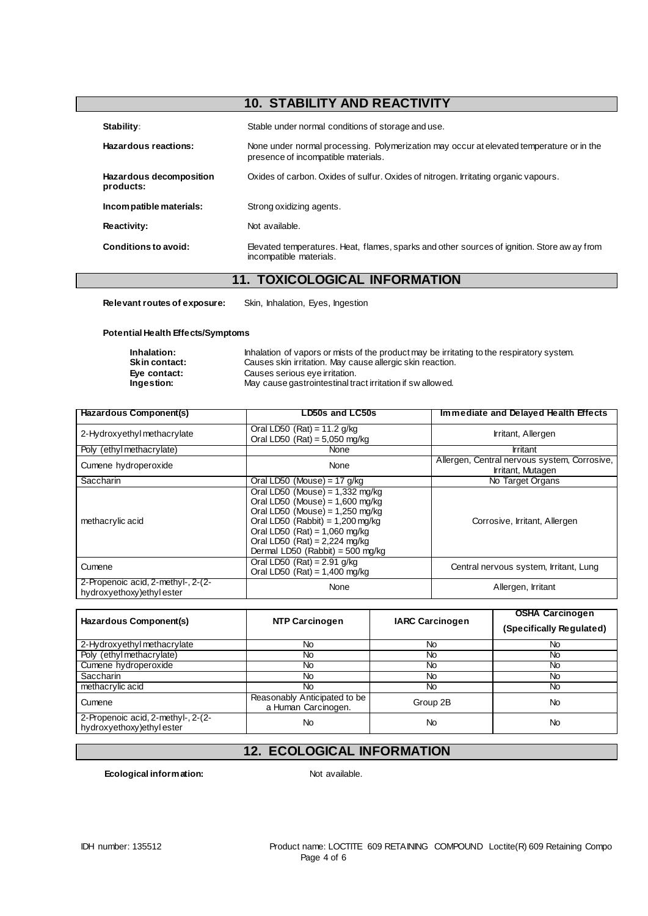## 10. STABILITY AND REACTIVITY

**Stability:** Stable under normal conditions of storage and use.

**Hazardous reactions:** None under normal processing. Polymerization may occur at elevated temperature or in the presence of incompatible materials.

**Hazardous decomposition products:** Oxides of carbon. Oxides of sulfur. Oxides of nitrogen. Irritating organic vapours.

**Incompatible materials:** Strong oxidizing agents.

**Reactivity:** Not available.

**Conditions to avoid:** Elevated temperatures. Heat, flames, sparks and other sources of ignition. Store away from incompatible materials.

## 11. TOXICOLOGICAL INFORMATION

**Relevant routes of exposure:** Skin, Inhalation, Eyes, Ingestion

**Potential Health Effects/Symptoms**

**Inhalation:** Inhalation of vapors or mists of the product may be irritating to the respiratory system.
**Skin contact:** Causes skin irritation. May cause allergic skin reaction.
**Eye contact:** Causes serious eye irritation.
**Ingestion:** May cause gastrointestinal tract irritation if swallowed.

| Hazardous Component(s) | LD50s and LC50s | Immediate and Delayed Health Effects |
|---|---|---|
| 2-Hydroxyethyl methacrylate | Oral LD50 (Rat) = 11.2 g/kg<br>Oral LD50 (Rat) = 5,050 mg/kg | Irritant, Allergen |
| Poly (ethyl methacrylate) | None | Irritant |
| Cumene hydroperoxide | None | Allergen, Central nervous system, Corrosive, Irritant, Mutagen |
| Saccharin | Oral LD50 (Mouse) = 17 g/kg | No Target Organs |
| methacrylic acid | Oral LD50 (Mouse) = 1,332 mg/kg<br>Oral LD50 (Mouse) = 1,600 mg/kg<br>Oral LD50 (Mouse) = 1,250 mg/kg<br>Oral LD50 (Rabbit) = 1,200 mg/kg<br>Oral LD50 (Rat) = 1,060 mg/kg<br>Oral LD50 (Rat) = 2,224 mg/kg<br>Dermal LD50 (Rabbit) = 500 mg/kg | Corrosive, Irritant, Allergen |
| Cumene | Oral LD50 (Rat) = 2.91 g/kg<br>Oral LD50 (Rat) = 1,400 mg/kg | Central nervous system, Irritant, Lung |
| 2-Propenoic acid, 2-methyl-, 2-(2-hydroxyethoxy)ethyl ester | None | Allergen, Irritant |

| Hazardous Component(s) | NTP Carcinogen | IARC Carcinogen | OSHA Carcinogen (Specifically Regulated) |
|---|---|---|---|
| 2-Hydroxyethyl methacrylate | No | No | No |
| Poly (ethyl methacrylate) | No | No | No |
| Cumene hydroperoxide | No | No | No |
| Saccharin | No | No | No |
| methacrylic acid | No | No | No |
| Cumene | Reasonably Anticipated to be a Human Carcinogen. | Group 2B | No |
| 2-Propenoic acid, 2-methyl-, 2-(2-hydroxyethoxy)ethyl ester | No | No | No |

## 12. ECOLOGICAL INFORMATION

**Ecological information:** Not available.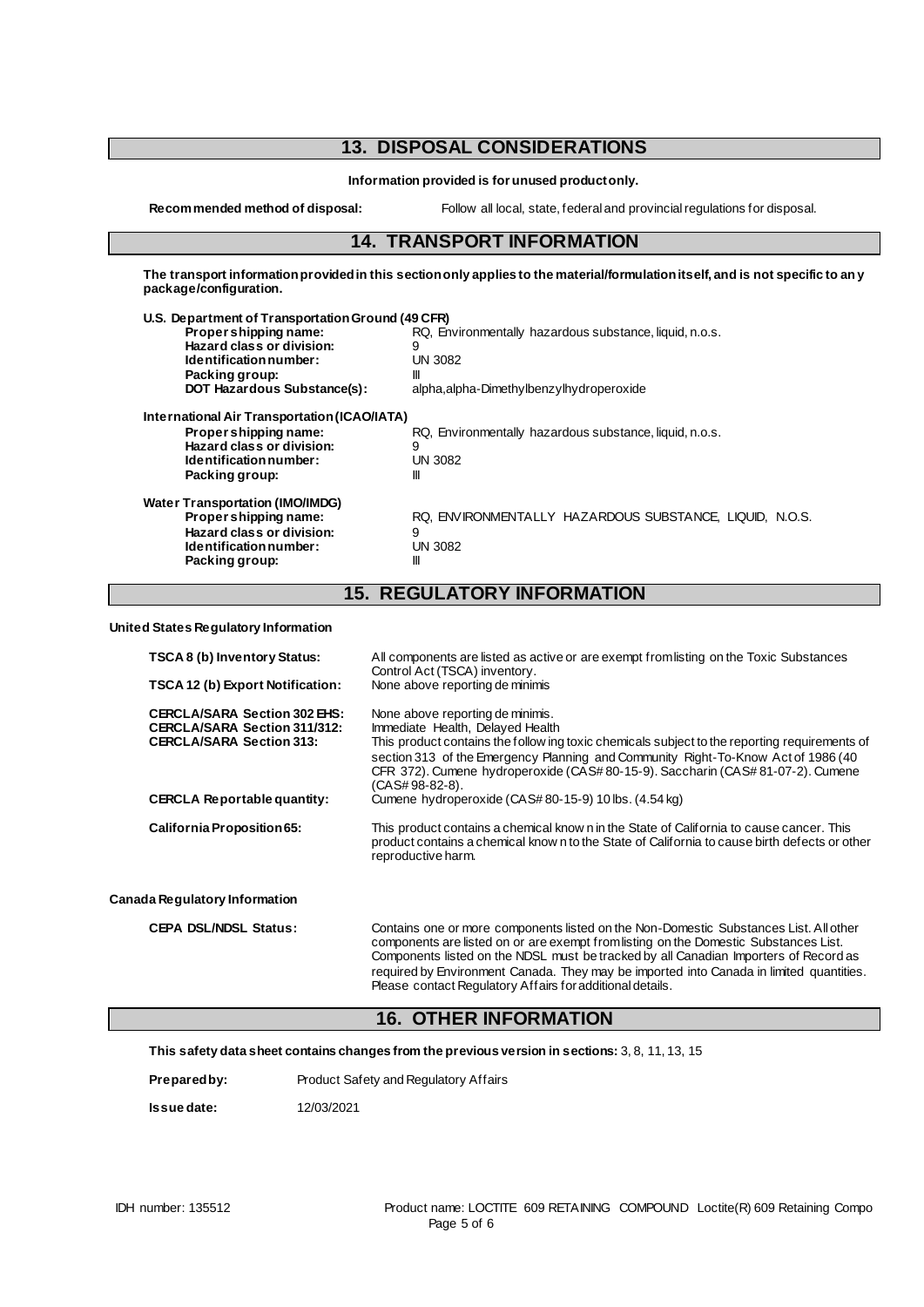## 13. DISPOSAL CONSIDERATIONS

**Information provided is for unused product only.**

**Recommended method of disposal:** Follow all local, state, federal and provincial regulations for disposal.

## 14. TRANSPORT INFORMATION

**The transport information provided in this section only applies to the material/formulation itself, and is not specific to any package/configuration.**

**U.S. Department of Transportation Ground (49 CFR)**

| | |
|---|---|
| **Proper shipping name:** | RQ, Environmentally hazardous substance, liquid, n.o.s. |
| **Hazard class or division:** | 9 |
| **Identification number:** | UN 3082 |
| **Packing group:** | III |
| **DOT Hazardous Substance(s):** | alpha,alpha-Dimethylbenzylhydroperoxide |

**International Air Transportation (ICAO/IATA)**

| | |
|---|---|
| **Proper shipping name:** | RQ, Environmentally hazardous substance, liquid, n.o.s. |
| **Hazard class or division:** | 9 |
| **Identification number:** | UN 3082 |
| **Packing group:** | III |

**Water Transportation (IMO/IMDG)**

| | |
|---|---|
| **Proper shipping name:** | RQ, ENVIRONMENTALLY HAZARDOUS SUBSTANCE, LIQUID, N.O.S. |
| **Hazard class or division:** | 9 |
| **Identification number:** | UN 3082 |
| **Packing group:** | III |

## 15. REGULATORY INFORMATION

**United States Regulatory Information**

| | |
|---|---|
| **TSCA 8 (b) Inventory Status:** | All components are listed as active or are exempt from listing on the Toxic Substances Control Act (TSCA) inventory. |
| **TSCA 12 (b) Export Notification:** | None above reporting de minimis |
| **CERCLA/SARA Section 302 EHS:** | None above reporting de minimis. |
| **CERCLA/SARA Section 311/312:** | Immediate Health, Delayed Health |
| **CERCLA/SARA Section 313:** | This product contains the following toxic chemicals subject to the reporting requirements of section 313 of the Emergency Planning and Community Right-To-Know Act of 1986 (40 CFR 372). Cumene hydroperoxide (CAS# 80-15-9). Saccharin (CAS# 81-07-2). Cumene (CAS# 98-82-8). |
| **CERCLA Reportable quantity:** | Cumene hydroperoxide (CAS# 80-15-9) 10 lbs. (4.54 kg) |
| **California Proposition 65:** | This product contains a chemical known in the State of California to cause cancer. This product contains a chemical known to the State of California to cause birth defects or other reproductive harm. |

**Canada Regulatory Information**

| | |
|---|---|
| **CEPA DSL/NDSL Status:** | Contains one or more components listed on the Non-Domestic Substances List. All other components are listed on or are exempt from listing on the Domestic Substances List. Components listed on the NDSL must be tracked by all Canadian Importers of Record as required by Environment Canada. They may be imported into Canada in limited quantities. Please contact Regulatory Affairs for additional details. |

## 16. OTHER INFORMATION

**This safety data sheet contains changes from the previous version in sections:** 3, 8, 11, 13, 15

**Prepared by:** Product Safety and Regulatory Affairs

**Issue date:** 12/03/2021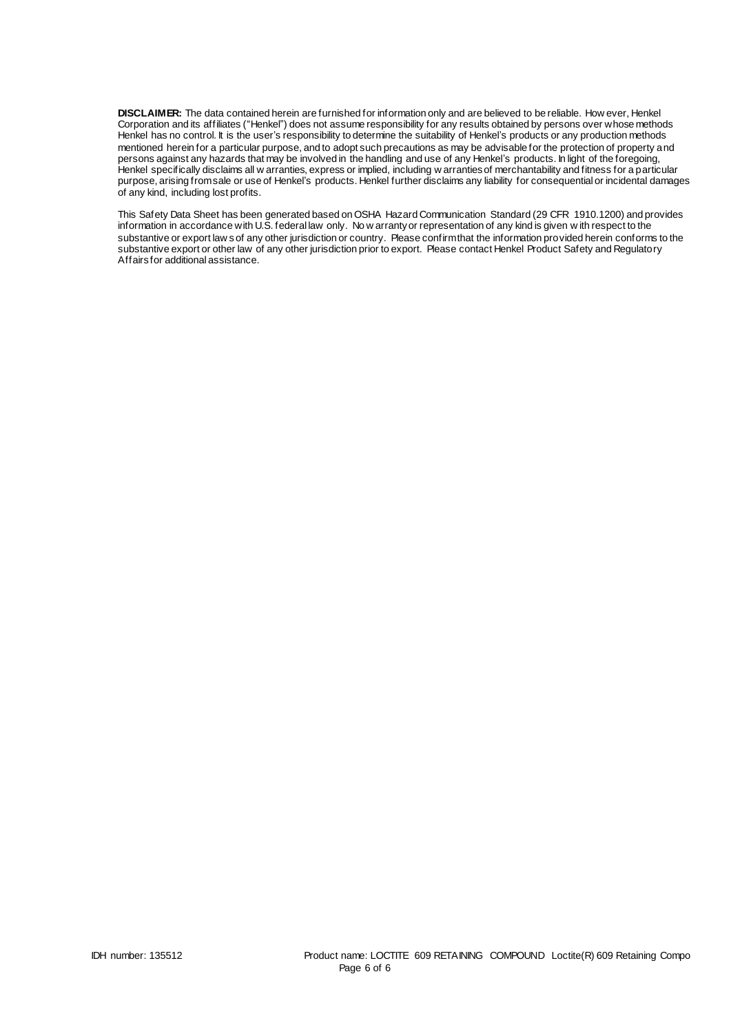**DISCLAIMER:** The data contained herein are furnished for information only and are believed to be reliable. However, Henkel Corporation and its affiliates ("Henkel") does not assume responsibility for any results obtained by persons over whose methods Henkel has no control. It is the user's responsibility to determine the suitability of Henkel's products or any production methods mentioned herein for a particular purpose, and to adopt such precautions as may be advisable for the protection of property and persons against any hazards that may be involved in the handling and use of any Henkel's products. In light of the foregoing, Henkel specifically disclaims all warranties, express or implied, including warranties of merchantability and fitness for a particular purpose, arising from sale or use of Henkel's products. Henkel further disclaims any liability for consequential or incidental damages of any kind, including lost profits.

This Safety Data Sheet has been generated based on OSHA Hazard Communication Standard (29 CFR 1910.1200) and provides information in accordance with U.S. federal law only. No warranty or representation of any kind is given with respect to the substantive or export laws of any other jurisdiction or country. Please confirm that the information provided herein conforms to the substantive export or other law of any other jurisdiction prior to export. Please contact Henkel Product Safety and Regulatory Affairs for additional assistance.

IDH number: 135512 Product name: LOCTITE 609 RETAINING COMPOUND Loctite(R) 609 Retaining Compo